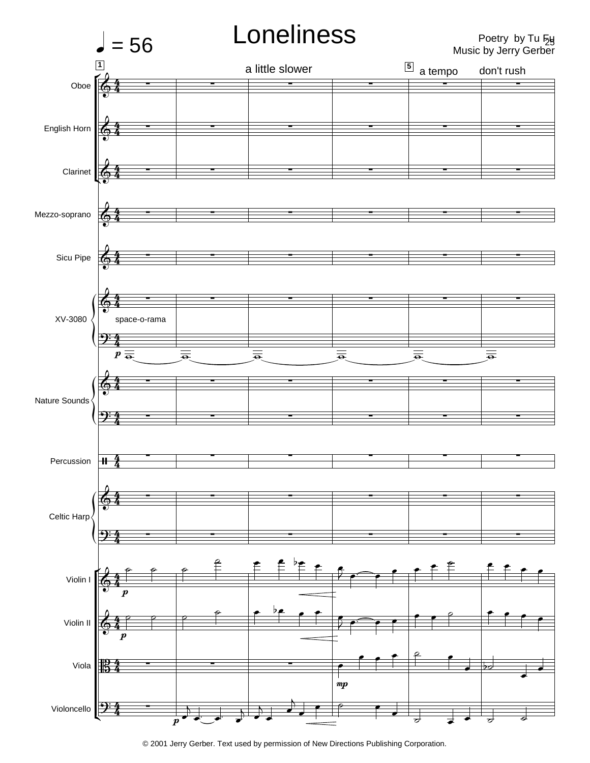# Loneliness

♩ = 56

Poetry by Tu Fu
Music by Jerry Gerber

a little slower

a tempo don't rush

Oboe

English Horn

Clarinet

Mezzo-soprano

Sicu Pipe

XV-3080

space-o-rama

Nature Sounds

Percussion

Celtic Harp

Violin I

Violin II

Viola

Violoncello

© 2001 Jerry Gerber. Text used by permission of New Directions Publishing Corporation.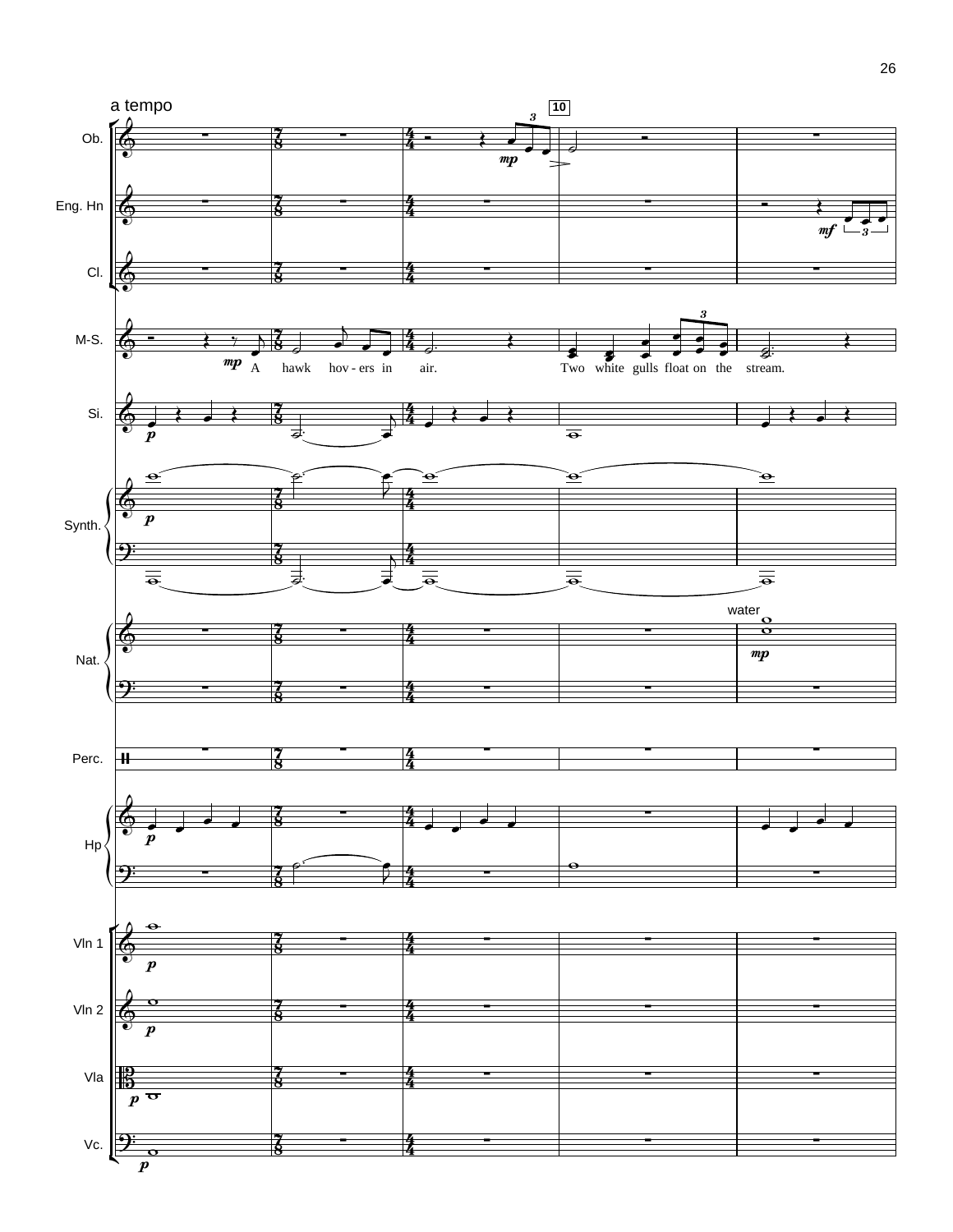a tempo

10

Ob.

Eng. Hn

Cl.

M-S.

A hawk hov - ers in air. Two white gulls float on the stream.

Si.

Synth.

Nat.

water

Perc.

Hp

Vln 1

Vln 2

Vla

Vc.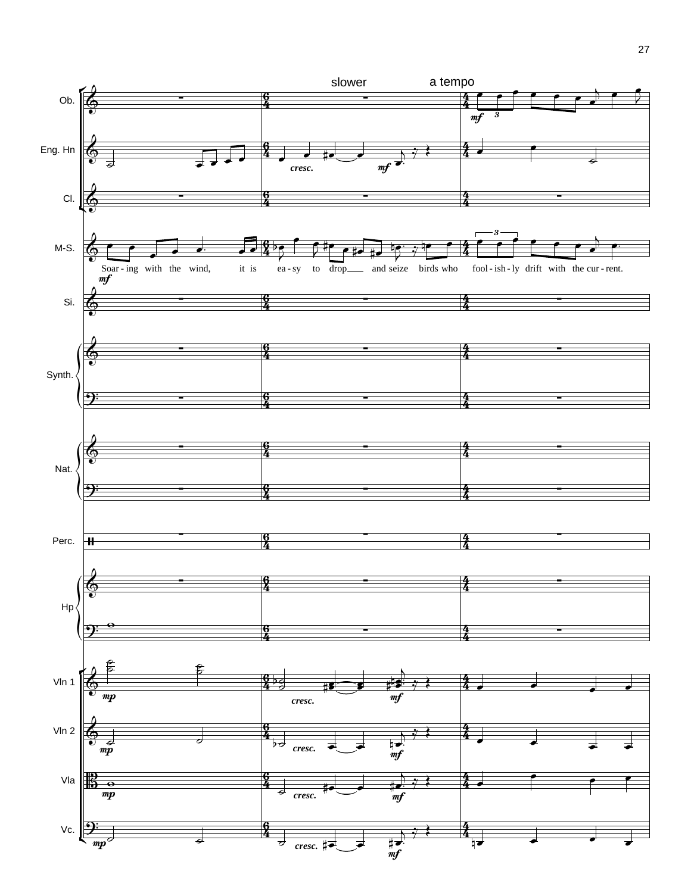slower a tempo

Ob.

Eng. Hn

Cl.

M-S.

Soar - ing with the wind, it is ea - sy to drop and seize birds who fool - ish - ly drift with the cur - rent.

Si.

Synth.

Nat.

Perc.

Hp

Vln 1

Vln 2

Vla

Vc.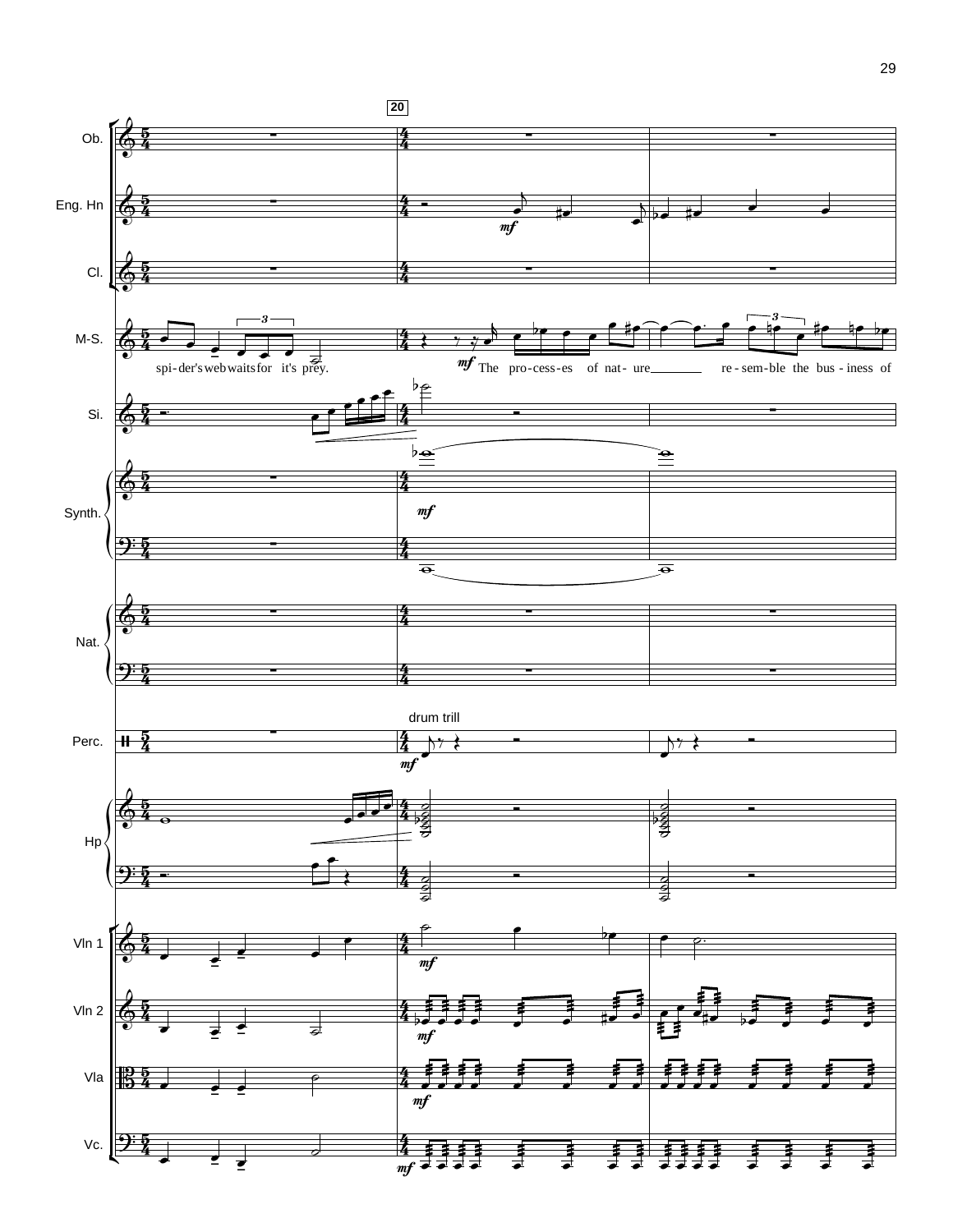20

Ob.

Eng. Hn

Cl.

M-S.

spi-der's web waits for it's prey.

The pro-cess-es of nat-ure re-sem-ble the bus-iness of

Si.

Synth.

Nat.

Perc.

drum trill

Hp

Vln 1

Vln 2

Vla

Vc.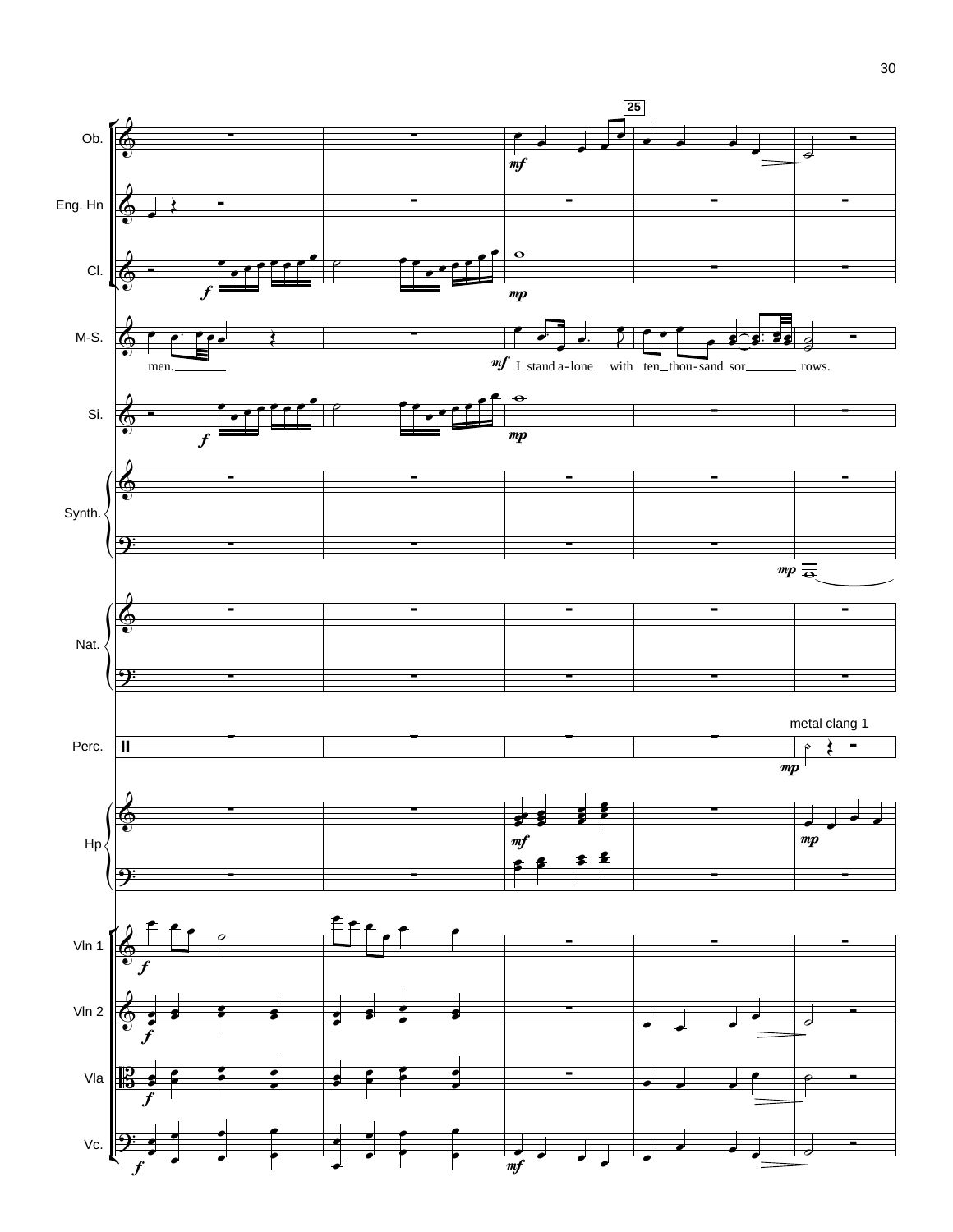25

Ob.

Eng. Hn

Cl.

M-S.

men. I stand a-lone with ten thou-sand sor rows.

Si.

Synth.

Nat.

metal clang 1

Perc.

Hp

Vln 1

Vln 2

Vla

Vc.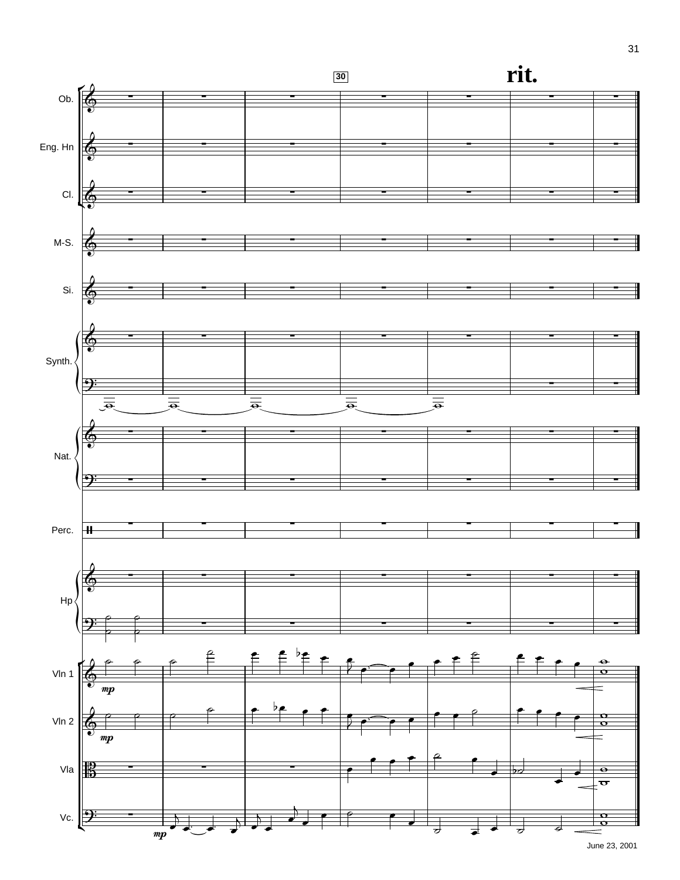30

**rit.**

Ob.

Eng. Hn

Cl.

M-S.

Si.

Synth.

Nat.

Perc.

Hp

Vln 1

*mp*

Vln 2

*mp*

Vla

Vc.

*mp*

June 23, 2001